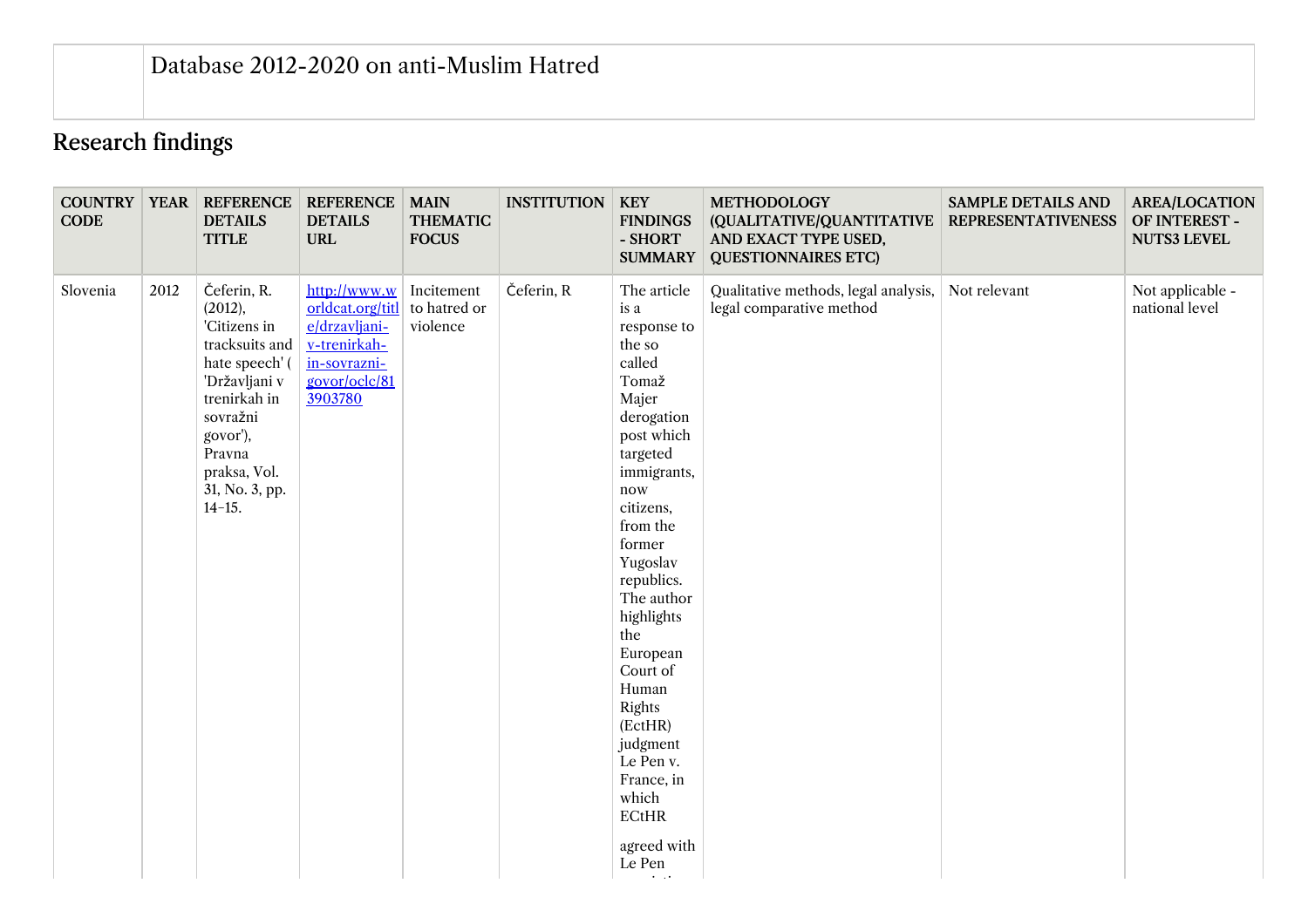| | Database 2012-2020 on anti-Muslim Hatred |
|---|---|

## Research findings

| COUNTRY CODE | YEAR | REFERENCE DETAILS TITLE | REFERENCE DETAILS URL | MAIN THEMATIC FOCUS | INSTITUTION | KEY FINDINGS - SHORT SUMMARY | METHODOLOGY (QUALITATIVE/QUANTITATIVE AND EXACT TYPE USED, QUESTIONNAIRES ETC) | SAMPLE DETAILS AND REPRESENTATIVENESS | AREA/LOCATION OF INTEREST - NUTS3 LEVEL |
|---|---|---|---|---|---|---|---|---|---|
| Slovenia | 2012 | Čeferin, R. (2012), 'Citizens in tracksuits and hate speech' ( 'Državljani v trenirkah in sovražni govor'), Pravna praksa, Vol. 31, No. 3, pp. 14–15. | [http://www.worldcat.org/title/drzavljani-v-trenirkah-in-sovrazni-govor/oclc/813903780](http://www.worldcat.org/title/drzavljani-v-trenirkah-in-sovrazni-govor/oclc/813903780) | Incitement to hatred or violence | Čeferin, R | The article is a response to the so called Tomaž Majer derogation post which targeted immigrants, now citizens, from the former Yugoslav republics. The author highlights the European Court of Human Rights (EctHR) judgment Le Pen v. France, in which ECtHR agreed with Le Pen | Qualitative methods, legal analysis, legal comparative method | Not relevant | Not applicable - national level |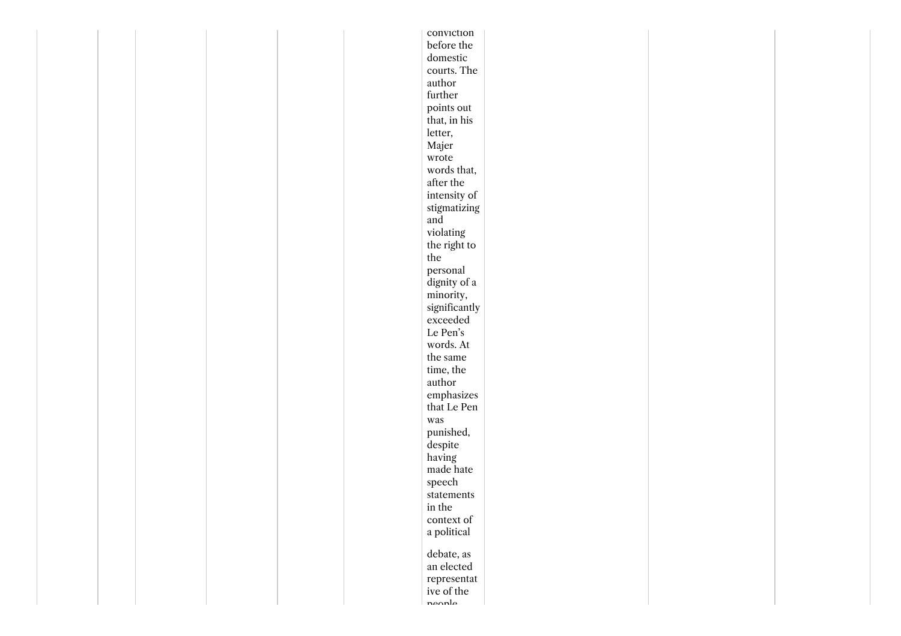conviction before the domestic courts. The author further points out that, in his letter, Majer wrote words that, after the intensity of stigmatizing and violating the right to the personal dignity of a minority, significantly exceeded Le Pen's words. At the same time, the author emphasizes that Le Pen was punished, despite having made hate speech statements in the context of a political

debate, as an elected representative of the people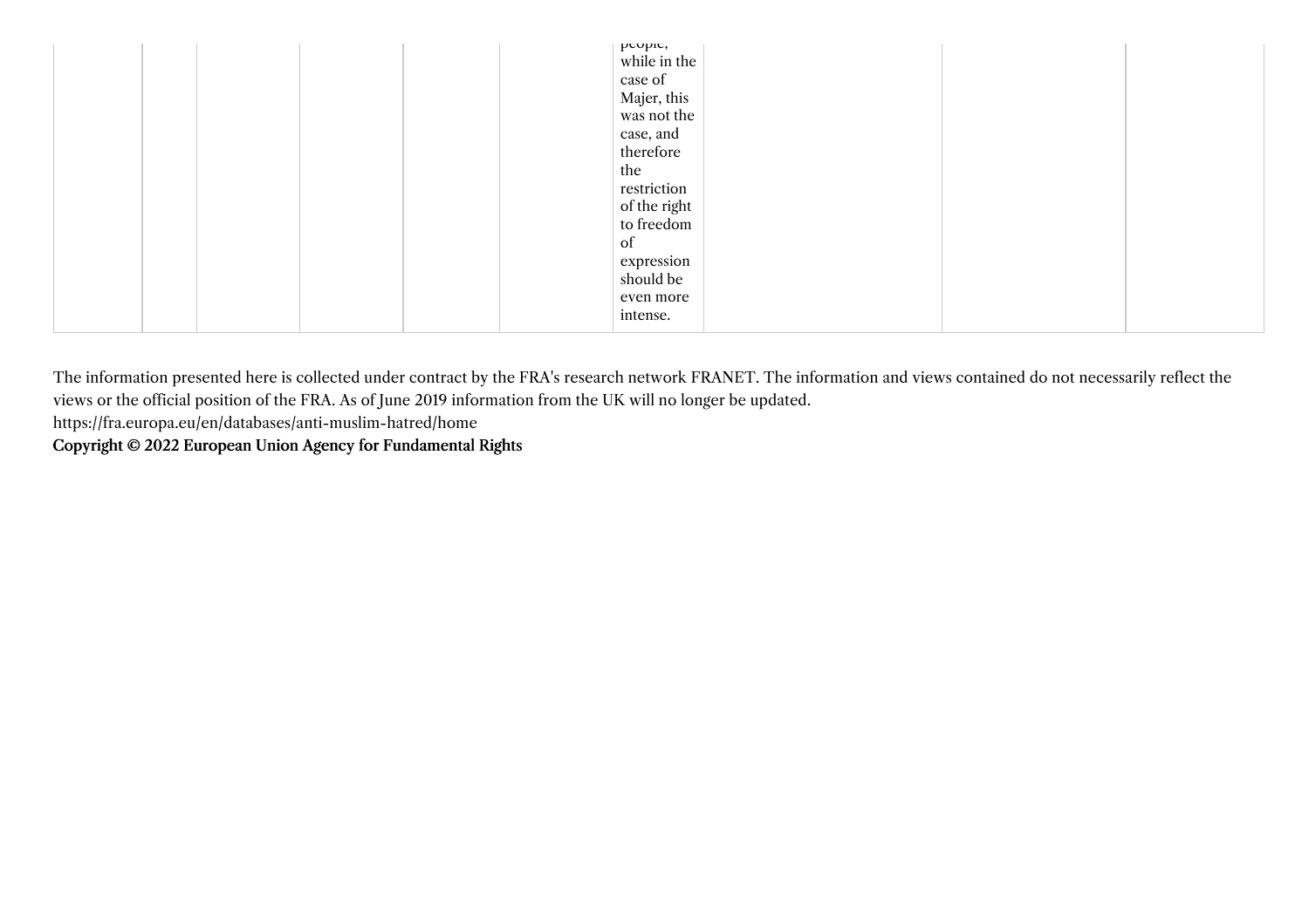| | | | | | | | | | |
|---|---|---|---|---|---|---|---|---|---|
| | | | | | | people, while in the case of Majer, this was not the case, and therefore the restriction of the right to freedom of expression should be even more intense. | | | |

The information presented here is collected under contract by the FRA's research network FRANET. The information and views contained do not necessarily reflect the views or the official position of the FRA. As of June 2019 information from the UK will no longer be updated.
https://fra.europa.eu/en/databases/anti-muslim-hatred/home
**Copyright © 2022 European Union Agency for Fundamental Rights**